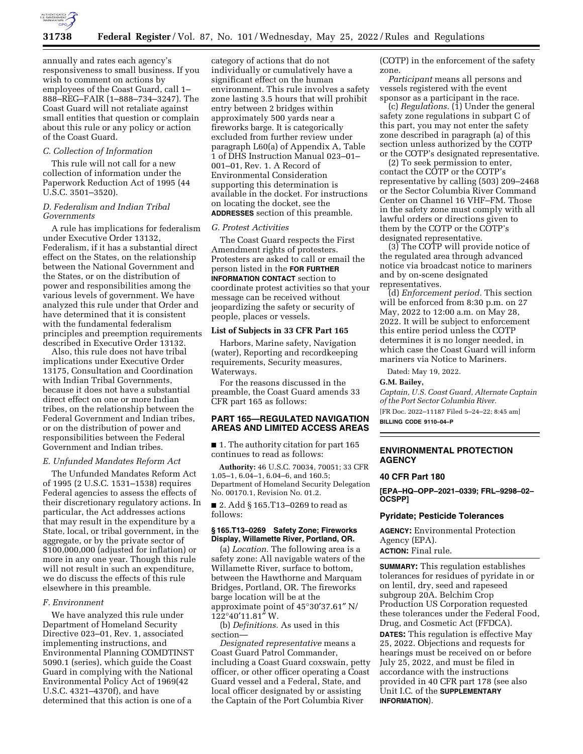annually and rates each agency's responsiveness to small business. If you wish to comment on actions by employees of the Coast Guard, call 1–888–REG–FAIR (1–888–734–3247). The Coast Guard will not retaliate against small entities that question or complain about this rule or any policy or action of the Coast Guard.

### C. Collection of Information

This rule will not call for a new collection of information under the Paperwork Reduction Act of 1995 (44 U.S.C. 3501–3520).

### D. Federalism and Indian Tribal Governments

A rule has implications for federalism under Executive Order 13132, Federalism, if it has a substantial direct effect on the States, on the relationship between the National Government and the States, or on the distribution of power and responsibilities among the various levels of government. We have analyzed this rule under that Order and have determined that it is consistent with the fundamental federalism principles and preemption requirements described in Executive Order 13132.

Also, this rule does not have tribal implications under Executive Order 13175, Consultation and Coordination with Indian Tribal Governments, because it does not have a substantial direct effect on one or more Indian tribes, on the relationship between the Federal Government and Indian tribes, or on the distribution of power and responsibilities between the Federal Government and Indian tribes.

### E. Unfunded Mandates Reform Act

The Unfunded Mandates Reform Act of 1995 (2 U.S.C. 1531–1538) requires Federal agencies to assess the effects of their discretionary regulatory actions. In particular, the Act addresses actions that may result in the expenditure by a State, local, or tribal government, in the aggregate, or by the private sector of $100,000,000 (adjusted for inflation) or more in any one year. Though this rule will not result in such an expenditure, we do discuss the effects of this rule elsewhere in this preamble.

### F. Environment

We have analyzed this rule under Department of Homeland Security Directive 023–01, Rev. 1, associated implementing instructions, and Environmental Planning COMDTINST 5090.1 (series), which guide the Coast Guard in complying with the National Environmental Policy Act of 1969(42 U.S.C. 4321–4370f), and have determined that this action is one of a category of actions that do not individually or cumulatively have a significant effect on the human environment. This rule involves a safety zone lasting 3.5 hours that will prohibit entry between 2 bridges within approximately 500 yards near a fireworks barge. It is categorically excluded from further review under paragraph L60(a) of Appendix A, Table 1 of DHS Instruction Manual 023–01–001–01, Rev. 1. A Record of Environmental Consideration supporting this determination is available in the docket. For instructions on locating the docket, see the **ADDRESSES** section of this preamble.

### G. Protest Activities

The Coast Guard respects the First Amendment rights of protesters. Protesters are asked to call or email the person listed in the **FOR FURTHER INFORMATION CONTACT** section to coordinate protest activities so that your message can be received without jeopardizing the safety or security of people, places or vessels.

**List of Subjects in 33 CFR Part 165**

Harbors, Marine safety, Navigation (water), Reporting and recordkeeping requirements, Security measures, Waterways.

For the reasons discussed in the preamble, the Coast Guard amends 33 CFR part 165 as follows:

## PART 165—REGULATED NAVIGATION AREAS AND LIMITED ACCESS AREAS

■ 1. The authority citation for part 165 continues to read as follows:

**Authority:** 46 U.S.C. 70034, 70051; 33 CFR 1.05–1, 6.04–1, 6.04–6, and 160.5; Department of Homeland Security Delegation No. 00170.1, Revision No. 01.2.

■ 2. Add § 165.T13–0269 to read as follows:

**§ 165.T13–0269 Safety Zone; Fireworks Display, Willamette River, Portland, OR.**

(a) *Location.* The following area is a safety zone: All navigable waters of the Willamette River, surface to bottom, between the Hawthorne and Marquam Bridges, Portland, OR. The fireworks barge location will be at the approximate point of 45°30′37.61″ N/ 122°40′11.81″ W.

(b) *Definitions.* As used in this section—

*Designated representative* means a Coast Guard Patrol Commander, including a Coast Guard coxswain, petty officer, or other officer operating a Coast Guard vessel and a Federal, State, and local officer designated by or assisting the Captain of the Port Columbia River (COTP) in the enforcement of the safety zone.

*Participant* means all persons and vessels registered with the event sponsor as a participant in the race.

(c) *Regulations.* (1) Under the general safety zone regulations in subpart C of this part, you may not enter the safety zone described in paragraph (a) of this section unless authorized by the COTP or the COTP's designated representative.

(2) To seek permission to enter, contact the COTP or the COTP's representative by calling (503) 209–2468 or the Sector Columbia River Command Center on Channel 16 VHF–FM. Those in the safety zone must comply with all lawful orders or directions given to them by the COTP or the COTP's designated representative.

(3) The COTP will provide notice of the regulated area through advanced notice via broadcast notice to mariners and by on-scene designated representatives.

(d) *Enforcement period.* This section will be enforced from 8:30 p.m. on 27 May, 2022 to 12:00 a.m. on May 28, 2022. It will be subject to enforcement this entire period unless the COTP determines it is no longer needed, in which case the Coast Guard will inform mariners via Notice to Mariners.

Dated: May 19, 2022.

**G.M. Bailey,**

*Captain, U.S. Coast Guard, Alternate Captain of the Port Sector Columbia River.*

[FR Doc. 2022–11187 Filed 5–24–22; 8:45 am]

**BILLING CODE 9110–04–P**

## ENVIRONMENTAL PROTECTION AGENCY

### 40 CFR Part 180

**[EPA–HQ–OPP–2021–0339; FRL–9298–02–OCSPP]**

### Pyridate; Pesticide Tolerances

**AGENCY:** Environmental Protection Agency (EPA).

**ACTION:** Final rule.

**SUMMARY:** This regulation establishes tolerances for residues of pyridate in or on lentil, dry, seed and rapeseed subgroup 20A. Belchim Crop Production US Corporation requested these tolerances under the Federal Food, Drug, and Cosmetic Act (FFDCA).

**DATES:** This regulation is effective May 25, 2022. Objections and requests for hearings must be received on or before July 25, 2022, and must be filed in accordance with the instructions provided in 40 CFR part 178 (see also Unit I.C. of the **SUPPLEMENTARY INFORMATION**).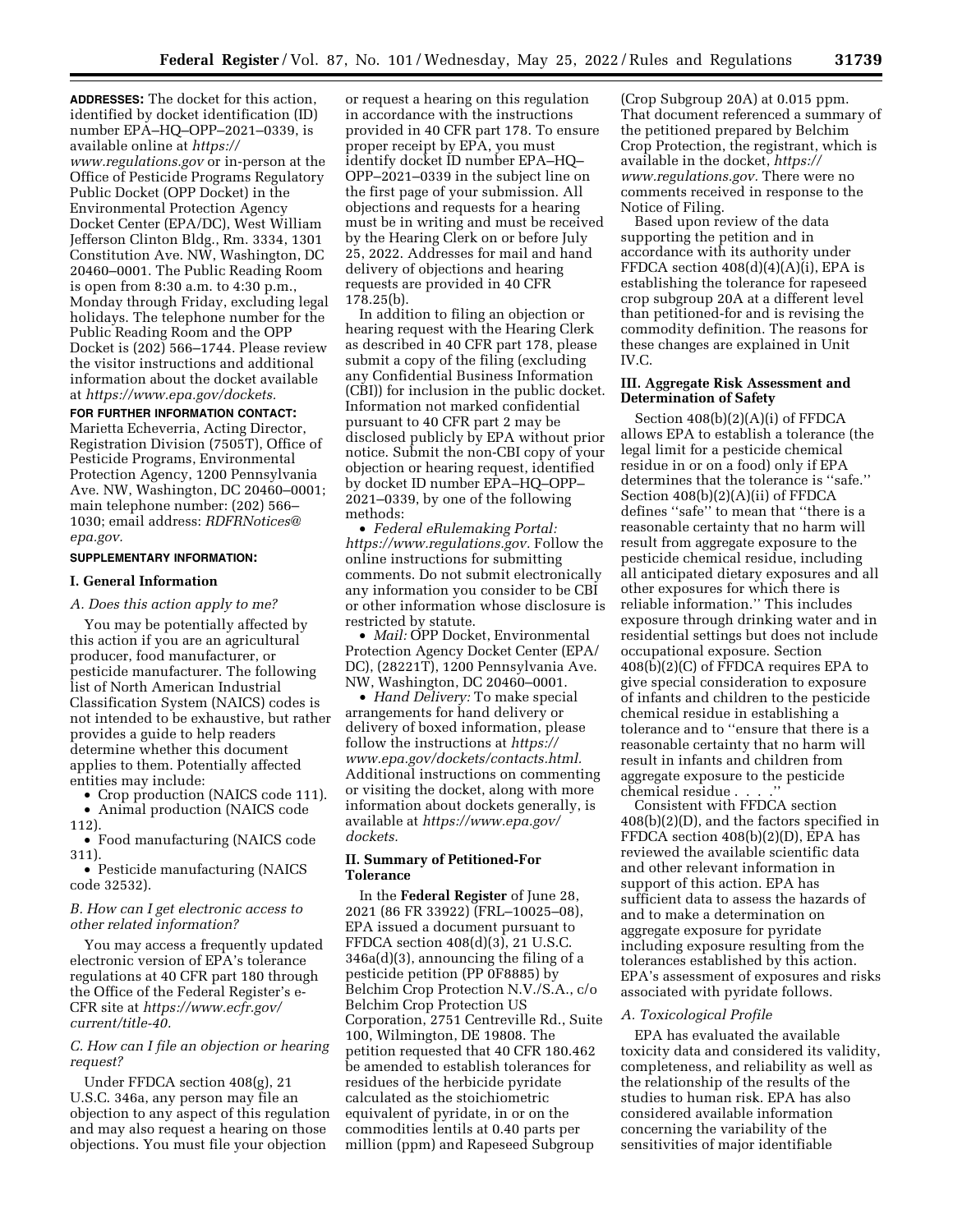**ADDRESSES:** The docket for this action, identified by docket identification (ID) number EPA–HQ–OPP–2021–0339, is available online at *https://www.regulations.gov* or in-person at the Office of Pesticide Programs Regulatory Public Docket (OPP Docket) in the Environmental Protection Agency Docket Center (EPA/DC), West William Jefferson Clinton Bldg., Rm. 3334, 1301 Constitution Ave. NW, Washington, DC 20460–0001. The Public Reading Room is open from 8:30 a.m. to 4:30 p.m., Monday through Friday, excluding legal holidays. The telephone number for the Public Reading Room and the OPP Docket is (202) 566–1744. Please review the visitor instructions and additional information about the docket available at *https://www.epa.gov/dockets.*

**FOR FURTHER INFORMATION CONTACT:** Marietta Echeverria, Acting Director, Registration Division (7505T), Office of Pesticide Programs, Environmental Protection Agency, 1200 Pennsylvania Ave. NW, Washington, DC 20460–0001; main telephone number: (202) 566–1030; email address: *RDFRNotices@epa.gov.*

**SUPPLEMENTARY INFORMATION:**

## I. General Information

### *A. Does this action apply to me?*

You may be potentially affected by this action if you are an agricultural producer, food manufacturer, or pesticide manufacturer. The following list of North American Industrial Classification System (NAICS) codes is not intended to be exhaustive, but rather provides a guide to help readers determine whether this document applies to them. Potentially affected entities may include:

- Crop production (NAICS code 111).
- Animal production (NAICS code 112).
- Food manufacturing (NAICS code 311).
- Pesticide manufacturing (NAICS code 32532).

### *B. How can I get electronic access to other related information?*

You may access a frequently updated electronic version of EPA's tolerance regulations at 40 CFR part 180 through the Office of the Federal Register's e-CFR site at *https://www.ecfr.gov/current/title-40.*

### *C. How can I file an objection or hearing request?*

Under FFDCA section 408(g), 21 U.S.C. 346a, any person may file an objection to any aspect of this regulation and may also request a hearing on those objections. You must file your objection or request a hearing on this regulation in accordance with the instructions provided in 40 CFR part 178. To ensure proper receipt by EPA, you must identify docket ID number EPA–HQ–OPP–2021–0339 in the subject line on the first page of your submission. All objections and requests for a hearing must be in writing and must be received by the Hearing Clerk on or before July 25, 2022. Addresses for mail and hand delivery of objections and hearing requests are provided in 40 CFR 178.25(b).

In addition to filing an objection or hearing request with the Hearing Clerk as described in 40 CFR part 178, please submit a copy of the filing (excluding any Confidential Business Information (CBI)) for inclusion in the public docket. Information not marked confidential pursuant to 40 CFR part 2 may be disclosed publicly by EPA without prior notice. Submit the non-CBI copy of your objection or hearing request, identified by docket ID number EPA–HQ–OPP–2021–0339, by one of the following methods:

- *Federal eRulemaking Portal: https://www.regulations.gov.* Follow the online instructions for submitting comments. Do not submit electronically any information you consider to be CBI or other information whose disclosure is restricted by statute.
- *Mail:* OPP Docket, Environmental Protection Agency Docket Center (EPA/DC), (28221T), 1200 Pennsylvania Ave. NW, Washington, DC 20460–0001.
- *Hand Delivery:* To make special arrangements for hand delivery or delivery of boxed information, please follow the instructions at *https://www.epa.gov/dockets/contacts.html.* Additional instructions on commenting or visiting the docket, along with more information about dockets generally, is available at *https://www.epa.gov/dockets.*

## II. Summary of Petitioned-For Tolerance

In the **Federal Register** of June 28, 2021 (86 FR 33922) (FRL–10025–08), EPA issued a document pursuant to FFDCA section 408(d)(3), 21 U.S.C. 346a(d)(3), announcing the filing of a pesticide petition (PP 0F8885) by Belchim Crop Protection N.V./S.A., c/o Belchim Crop Protection US Corporation, 2751 Centreville Rd., Suite 100, Wilmington, DE 19808. The petition requested that 40 CFR 180.462 be amended to establish tolerances for residues of the herbicide pyridate calculated as the stoichiometric equivalent of pyridate, in or on the commodities lentils at 0.40 parts per million (ppm) and Rapeseed Subgroup (Crop Subgroup 20A) at 0.015 ppm. That document referenced a summary of the petitioned prepared by Belchim Crop Protection, the registrant, which is available in the docket, *https://www.regulations.gov.* There were no comments received in response to the Notice of Filing.

Based upon review of the data supporting the petition and in accordance with its authority under FFDCA section 408(d)(4)(A)(i), EPA is establishing the tolerance for rapeseed crop subgroup 20A at a different level than petitioned-for and is revising the commodity definition. The reasons for these changes are explained in Unit IV.C.

## III. Aggregate Risk Assessment and Determination of Safety

Section 408(b)(2)(A)(i) of FFDCA allows EPA to establish a tolerance (the legal limit for a pesticide chemical residue in or on a food) only if EPA determines that the tolerance is "safe." Section 408(b)(2)(A)(ii) of FFDCA defines "safe" to mean that "there is a reasonable certainty that no harm will result from aggregate exposure to the pesticide chemical residue, including all anticipated dietary exposures and all other exposures for which there is reliable information." This includes exposure through drinking water and in residential settings but does not include occupational exposure. Section 408(b)(2)(C) of FFDCA requires EPA to give special consideration to exposure of infants and children to the pesticide chemical residue in establishing a tolerance and to "ensure that there is a reasonable certainty that no harm will result in infants and children from aggregate exposure to the pesticide chemical residue . . . ."

Consistent with FFDCA section 408(b)(2)(D), and the factors specified in FFDCA section 408(b)(2)(D), EPA has reviewed the available scientific data and other relevant information in support of this action. EPA has sufficient data to assess the hazards of and to make a determination on aggregate exposure for pyridate including exposure resulting from the tolerances established by this action. EPA's assessment of exposures and risks associated with pyridate follows.

### *A. Toxicological Profile*

EPA has evaluated the available toxicity data and considered its validity, completeness, and reliability as well as the relationship of the results of the studies to human risk. EPA has also considered available information concerning the variability of the sensitivities of major identifiable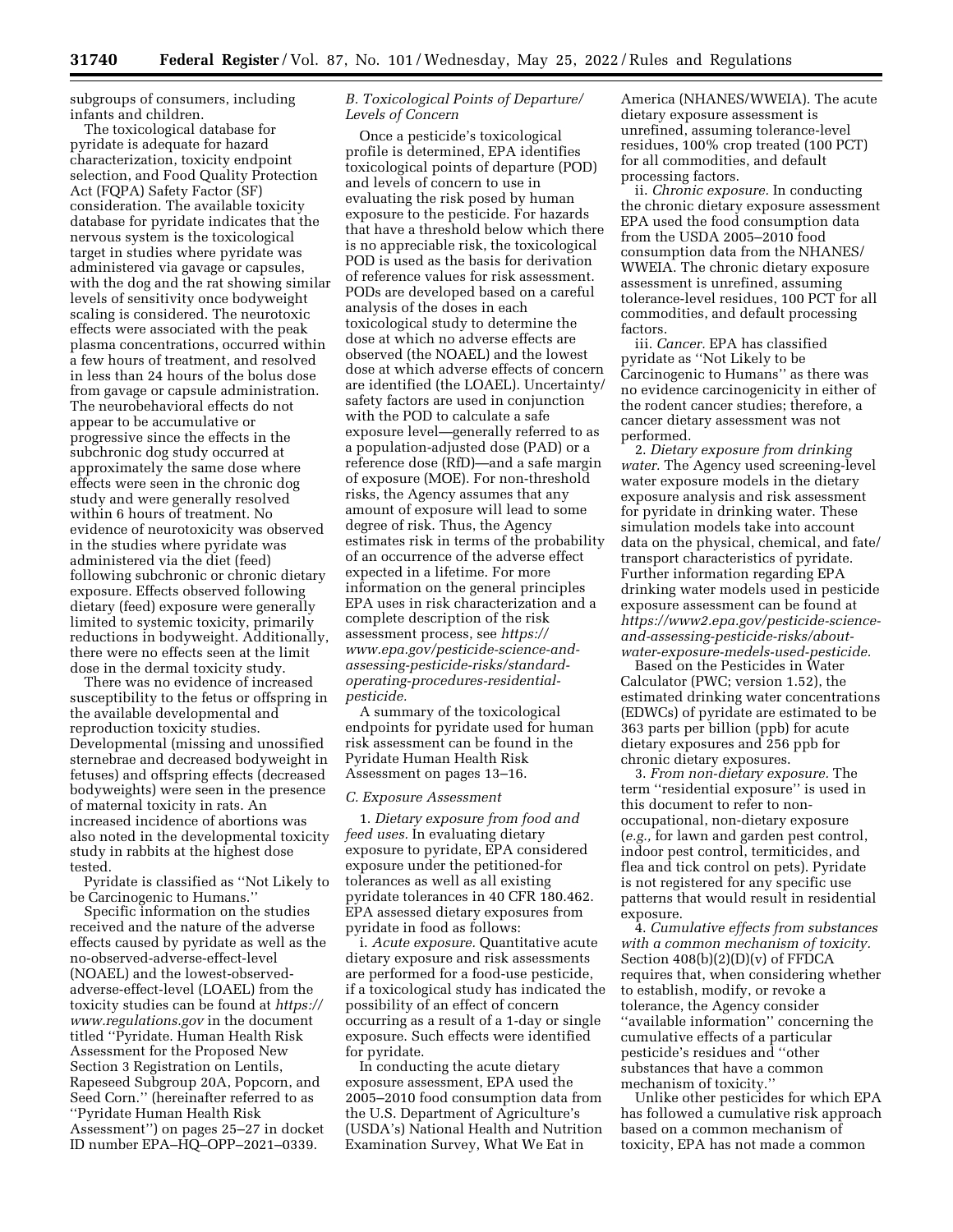subgroups of consumers, including infants and children.

The toxicological database for pyridate is adequate for hazard characterization, toxicity endpoint selection, and Food Quality Protection Act (FQPA) Safety Factor (SF) consideration. The available toxicity database for pyridate indicates that the nervous system is the toxicological target in studies where pyridate was administered via gavage or capsules, with the dog and the rat showing similar levels of sensitivity once bodyweight scaling is considered. The neurotoxic effects were associated with the peak plasma concentrations, occurred within a few hours of treatment, and resolved in less than 24 hours of the bolus dose from gavage or capsule administration. The neurobehavioral effects do not appear to be accumulative or progressive since the effects in the subchronic dog study occurred at approximately the same dose where effects were seen in the chronic dog study and were generally resolved within 6 hours of treatment. No evidence of neurotoxicity was observed in the studies where pyridate was administered via the diet (feed) following subchronic or chronic dietary exposure. Effects observed following dietary (feed) exposure were generally limited to systemic toxicity, primarily reductions in bodyweight. Additionally, there were no effects seen at the limit dose in the dermal toxicity study.

There was no evidence of increased susceptibility to the fetus or offspring in the available developmental and reproduction toxicity studies. Developmental (missing and unossified sternebrae and decreased bodyweight in fetuses) and offspring effects (decreased bodyweights) were seen in the presence of maternal toxicity in rats. An increased incidence of abortions was also noted in the developmental toxicity study in rabbits at the highest dose tested.

Pyridate is classified as "Not Likely to be Carcinogenic to Humans."

Specific information on the studies received and the nature of the adverse effects caused by pyridate as well as the no-observed-adverse-effect-level (NOAEL) and the lowest-observed-adverse-effect-level (LOAEL) from the toxicity studies can be found at *https://www.regulations.gov* in the document titled "Pyridate. Human Health Risk Assessment for the Proposed New Section 3 Registration on Lentils, Rapeseed Subgroup 20A, Popcorn, and Seed Corn." (hereinafter referred to as "Pyridate Human Health Risk Assessment") on pages 25–27 in docket ID number EPA–HQ–OPP–2021–0339.

### *B. Toxicological Points of Departure/Levels of Concern*

Once a pesticide's toxicological profile is determined, EPA identifies toxicological points of departure (POD) and levels of concern to use in evaluating the risk posed by human exposure to the pesticide. For hazards that have a threshold below which there is no appreciable risk, the toxicological POD is used as the basis for derivation of reference values for risk assessment. PODs are developed based on a careful analysis of the doses in each toxicological study to determine the dose at which no adverse effects are observed (the NOAEL) and the lowest dose at which adverse effects of concern are identified (the LOAEL). Uncertainty/safety factors are used in conjunction with the POD to calculate a safe exposure level—generally referred to as a population-adjusted dose (PAD) or a reference dose (RfD)—and a safe margin of exposure (MOE). For non-threshold risks, the Agency assumes that any amount of exposure will lead to some degree of risk. Thus, the Agency estimates risk in terms of the probability of an occurrence of the adverse effect expected in a lifetime. For more information on the general principles EPA uses in risk characterization and a complete description of the risk assessment process, see *https://www.epa.gov/pesticide-science-and-assessing-pesticide-risks/standard-operating-procedures-residential-pesticide.*

A summary of the toxicological endpoints for pyridate used for human risk assessment can be found in the Pyridate Human Health Risk Assessment on pages 13–16.

### *C. Exposure Assessment*

1. *Dietary exposure from food and feed uses.* In evaluating dietary exposure to pyridate, EPA considered exposure under the petitioned-for tolerances as well as all existing pyridate tolerances in 40 CFR 180.462. EPA assessed dietary exposures from pyridate in food as follows:

i. *Acute exposure.* Quantitative acute dietary exposure and risk assessments are performed for a food-use pesticide, if a toxicological study has indicated the possibility of an effect of concern occurring as a result of a 1-day or single exposure. Such effects were identified for pyridate.

In conducting the acute dietary exposure assessment, EPA used the 2005–2010 food consumption data from the U.S. Department of Agriculture's (USDA's) National Health and Nutrition Examination Survey, What We Eat in America (NHANES/WWEIA). The acute dietary exposure assessment is unrefined, assuming tolerance-level residues, 100% crop treated (100 PCT) for all commodities, and default processing factors.

ii. *Chronic exposure.* In conducting the chronic dietary exposure assessment EPA used the food consumption data from the USDA 2005–2010 food consumption data from the NHANES/WWEIA. The chronic dietary exposure assessment is unrefined, assuming tolerance-level residues, 100 PCT for all commodities, and default processing factors.

iii. *Cancer.* EPA has classified pyridate as "Not Likely to be Carcinogenic to Humans" as there was no evidence carcinogenicity in either of the rodent cancer studies; therefore, a cancer dietary assessment was not performed.

2. *Dietary exposure from drinking water.* The Agency used screening-level water exposure models in the dietary exposure analysis and risk assessment for pyridate in drinking water. These simulation models take into account data on the physical, chemical, and fate/transport characteristics of pyridate. Further information regarding EPA drinking water models used in pesticide exposure assessment can be found at *https://www2.epa.gov/pesticide-science-and-assessing-pesticide-risks/about-water-exposure-medels-used-pesticide.*

Based on the Pesticides in Water Calculator (PWC; version 1.52), the estimated drinking water concentrations (EDWCs) of pyridate are estimated to be 363 parts per billion (ppb) for acute dietary exposures and 256 ppb for chronic dietary exposures.

3. *From non-dietary exposure.* The term "residential exposure" is used in this document to refer to non-occupational, non-dietary exposure (*e.g.,* for lawn and garden pest control, indoor pest control, termiticides, and flea and tick control on pets). Pyridate is not registered for any specific use patterns that would result in residential exposure.

4. *Cumulative effects from substances with a common mechanism of toxicity.* Section 408(b)(2)(D)(v) of FFDCA requires that, when considering whether to establish, modify, or revoke a tolerance, the Agency consider "available information" concerning the cumulative effects of a particular pesticide's residues and "other substances that have a common mechanism of toxicity."

Unlike other pesticides for which EPA has followed a cumulative risk approach based on a common mechanism of toxicity, EPA has not made a common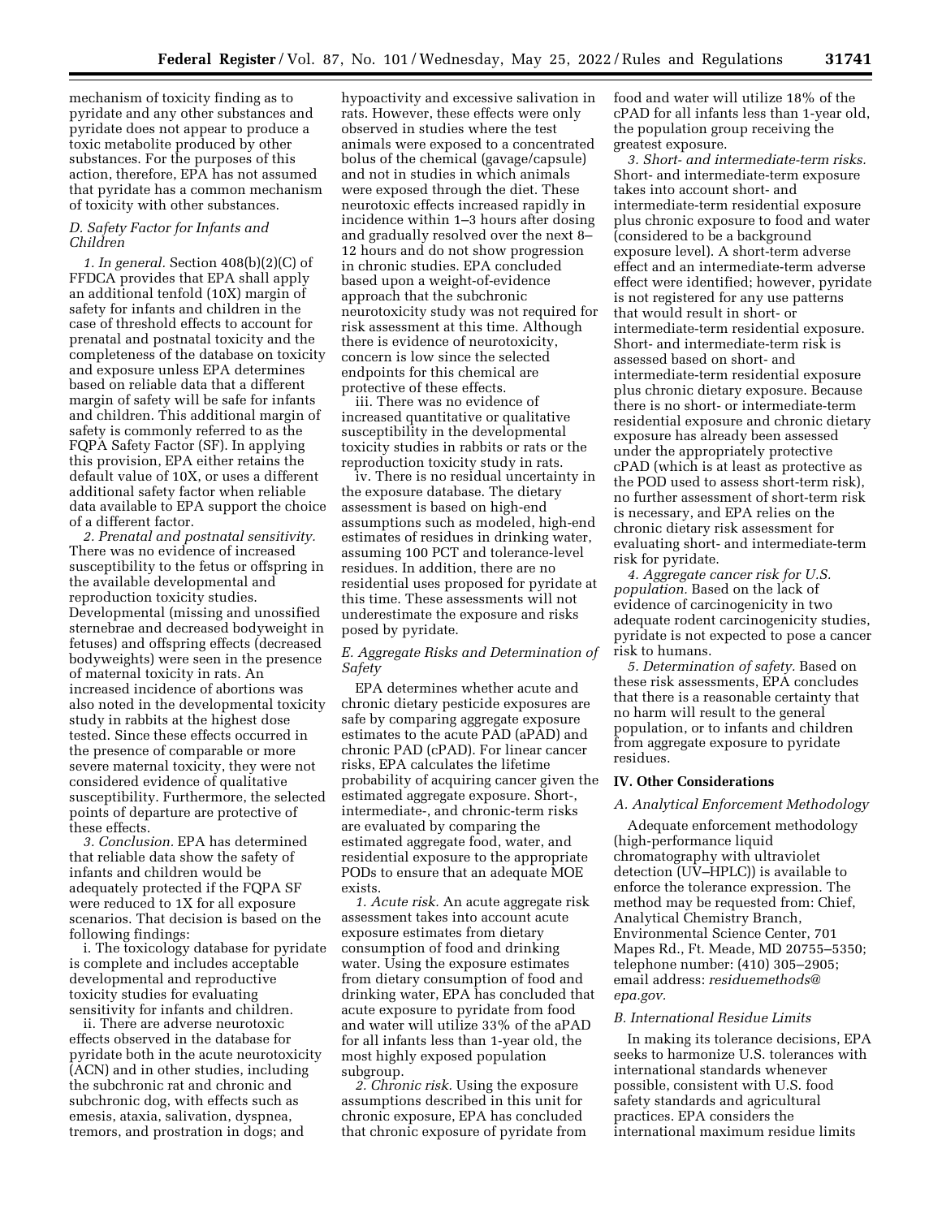mechanism of toxicity finding as to pyridate and any other substances and pyridate does not appear to produce a toxic metabolite produced by other substances. For the purposes of this action, therefore, EPA has not assumed that pyridate has a common mechanism of toxicity with other substances.

### D. Safety Factor for Infants and Children

*1. In general.* Section 408(b)(2)(C) of FFDCA provides that EPA shall apply an additional tenfold (10X) margin of safety for infants and children in the case of threshold effects to account for prenatal and postnatal toxicity and the completeness of the database on toxicity and exposure unless EPA determines based on reliable data that a different margin of safety will be safe for infants and children. This additional margin of safety is commonly referred to as the FQPA Safety Factor (SF). In applying this provision, EPA either retains the default value of 10X, or uses a different additional safety factor when reliable data available to EPA support the choice of a different factor.

*2. Prenatal and postnatal sensitivity.* There was no evidence of increased susceptibility to the fetus or offspring in the available developmental and reproduction toxicity studies. Developmental (missing and unossified sternebrae and decreased bodyweight in fetuses) and offspring effects (decreased bodyweights) were seen in the presence of maternal toxicity in rats. An increased incidence of abortions was also noted in the developmental toxicity study in rabbits at the highest dose tested. Since these effects occurred in the presence of comparable or more severe maternal toxicity, they were not considered evidence of qualitative susceptibility. Furthermore, the selected points of departure are protective of these effects.

*3. Conclusion.* EPA has determined that reliable data show the safety of infants and children would be adequately protected if the FQPA SF were reduced to 1X for all exposure scenarios. That decision is based on the following findings:

i. The toxicology database for pyridate is complete and includes acceptable developmental and reproductive toxicity studies for evaluating sensitivity for infants and children.

ii. There are adverse neurotoxic effects observed in the database for pyridate both in the acute neurotoxicity (ACN) and in other studies, including the subchronic rat and chronic and subchronic dog, with effects such as emesis, ataxia, salivation, dyspnea, tremors, and prostration in dogs; and hypoactivity and excessive salivation in rats. However, these effects were only observed in studies where the test animals were exposed to a concentrated bolus of the chemical (gavage/capsule) and not in studies in which animals were exposed through the diet. These neurotoxic effects increased rapidly in incidence within 1–3 hours after dosing and gradually resolved over the next 8–12 hours and do not show progression in chronic studies. EPA concluded based upon a weight-of-evidence approach that the subchronic neurotoxicity study was not required for risk assessment at this time. Although there is evidence of neurotoxicity, concern is low since the selected endpoints for this chemical are protective of these effects.

iii. There was no evidence of increased quantitative or qualitative susceptibility in the developmental toxicity studies in rabbits or rats or the reproduction toxicity study in rats.

iv. There is no residual uncertainty in the exposure database. The dietary assessment is based on high-end assumptions such as modeled, high-end estimates of residues in drinking water, assuming 100 PCT and tolerance-level residues. In addition, there are no residential uses proposed for pyridate at this time. These assessments will not underestimate the exposure and risks posed by pyridate.

### E. Aggregate Risks and Determination of Safety

EPA determines whether acute and chronic dietary pesticide exposures are safe by comparing aggregate exposure estimates to the acute PAD (aPAD) and chronic PAD (cPAD). For linear cancer risks, EPA calculates the lifetime probability of acquiring cancer given the estimated aggregate exposure. Short-, intermediate-, and chronic-term risks are evaluated by comparing the estimated aggregate food, water, and residential exposure to the appropriate PODs to ensure that an adequate MOE exists.

*1. Acute risk.* An acute aggregate risk assessment takes into account acute exposure estimates from dietary consumption of food and drinking water. Using the exposure estimates from dietary consumption of food and drinking water, EPA has concluded that acute exposure to pyridate from food and water will utilize 33% of the aPAD for all infants less than 1-year old, the most highly exposed population subgroup.

*2. Chronic risk.* Using the exposure assumptions described in this unit for chronic exposure, EPA has concluded that chronic exposure of pyridate from food and water will utilize 18% of the cPAD for all infants less than 1-year old, the population group receiving the greatest exposure.

*3. Short- and intermediate-term risks.* Short- and intermediate-term exposure takes into account short- and intermediate-term residential exposure plus chronic exposure to food and water (considered to be a background exposure level). A short-term adverse effect and an intermediate-term adverse effect were identified; however, pyridate is not registered for any use patterns that would result in short- or intermediate-term residential exposure. Short- and intermediate-term risk is assessed based on short- and intermediate-term residential exposure plus chronic dietary exposure. Because there is no short- or intermediate-term residential exposure and chronic dietary exposure has already been assessed under the appropriately protective cPAD (which is at least as protective as the POD used to assess short-term risk), no further assessment of short-term risk is necessary, and EPA relies on the chronic dietary risk assessment for evaluating short- and intermediate-term risk for pyridate.

*4. Aggregate cancer risk for U.S. population.* Based on the lack of evidence of carcinogenicity in two adequate rodent carcinogenicity studies, pyridate is not expected to pose a cancer risk to humans.

*5. Determination of safety.* Based on these risk assessments, EPA concludes that there is a reasonable certainty that no harm will result to the general population, or to infants and children from aggregate exposure to pyridate residues.

## IV. Other Considerations

### A. Analytical Enforcement Methodology

Adequate enforcement methodology (high-performance liquid chromatography with ultraviolet detection (UV–HPLC)) is available to enforce the tolerance expression. The method may be requested from: Chief, Analytical Chemistry Branch, Environmental Science Center, 701 Mapes Rd., Ft. Meade, MD 20755–5350; telephone number: (410) 305–2905; email address: *residuemethods@epa.gov*.

### B. International Residue Limits

In making its tolerance decisions, EPA seeks to harmonize U.S. tolerances with international standards whenever possible, consistent with U.S. food safety standards and agricultural practices. EPA considers the international maximum residue limits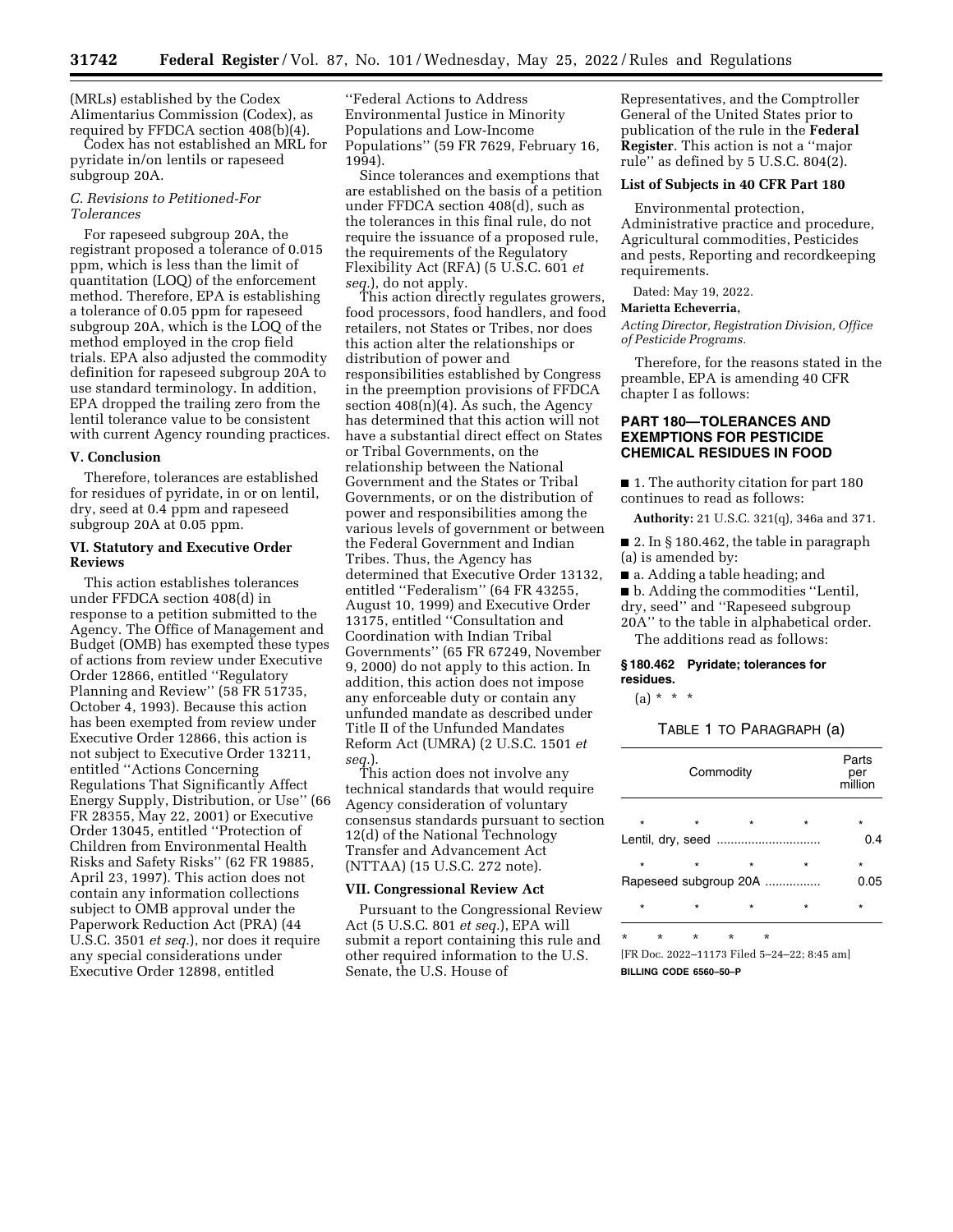(MRLs) established by the Codex Alimentarius Commission (Codex), as required by FFDCA section 408(b)(4).

Codex has not established an MRL for pyridate in/on lentils or rapeseed subgroup 20A.

### *C. Revisions to Petitioned-For Tolerances*

For rapeseed subgroup 20A, the registrant proposed a tolerance of 0.015 ppm, which is less than the limit of quantitation (LOQ) of the enforcement method. Therefore, EPA is establishing a tolerance of 0.05 ppm for rapeseed subgroup 20A, which is the LOQ of the method employed in the crop field trials. EPA also adjusted the commodity definition for rapeseed subgroup 20A to use standard terminology. In addition, EPA dropped the trailing zero from the lentil tolerance value to be consistent with current Agency rounding practices.

## V. Conclusion

Therefore, tolerances are established for residues of pyridate, in or on lentil, dry, seed at 0.4 ppm and rapeseed subgroup 20A at 0.05 ppm.

## VI. Statutory and Executive Order Reviews

This action establishes tolerances under FFDCA section 408(d) in response to a petition submitted to the Agency. The Office of Management and Budget (OMB) has exempted these types of actions from review under Executive Order 12866, entitled ''Regulatory Planning and Review'' (58 FR 51735, October 4, 1993). Because this action has been exempted from review under Executive Order 12866, this action is not subject to Executive Order 13211, entitled ''Actions Concerning Regulations That Significantly Affect Energy Supply, Distribution, or Use'' (66 FR 28355, May 22, 2001) or Executive Order 13045, entitled ''Protection of Children from Environmental Health Risks and Safety Risks'' (62 FR 19885, April 23, 1997). This action does not contain any information collections subject to OMB approval under the Paperwork Reduction Act (PRA) (44 U.S.C. 3501 *et seq.*), nor does it require any special considerations under Executive Order 12898, entitled ''Federal Actions to Address Environmental Justice in Minority Populations and Low-Income Populations'' (59 FR 7629, February 16, 1994).

Since tolerances and exemptions that are established on the basis of a petition under FFDCA section 408(d), such as the tolerances in this final rule, do not require the issuance of a proposed rule, the requirements of the Regulatory Flexibility Act (RFA) (5 U.S.C. 601 *et seq.*), do not apply.

This action directly regulates growers, food processors, food handlers, and food retailers, not States or Tribes, nor does this action alter the relationships or distribution of power and responsibilities established by Congress in the preemption provisions of FFDCA section 408(n)(4). As such, the Agency has determined that this action will not have a substantial direct effect on States or Tribal Governments, on the relationship between the National Government and the States or Tribal Governments, or on the distribution of power and responsibilities among the various levels of government or between the Federal Government and Indian Tribes. Thus, the Agency has determined that Executive Order 13132, entitled ''Federalism'' (64 FR 43255, August 10, 1999) and Executive Order 13175, entitled ''Consultation and Coordination with Indian Tribal Governments'' (65 FR 67249, November 9, 2000) do not apply to this action. In addition, this action does not impose any enforceable duty or contain any unfunded mandate as described under Title II of the Unfunded Mandates Reform Act (UMRA) (2 U.S.C. 1501 *et seq.*).

This action does not involve any technical standards that would require Agency consideration of voluntary consensus standards pursuant to section 12(d) of the National Technology Transfer and Advancement Act (NTTAA) (15 U.S.C. 272 note).

## VII. Congressional Review Act

Pursuant to the Congressional Review Act (5 U.S.C. 801 *et seq.*), EPA will submit a report containing this rule and other required information to the U.S. Senate, the U.S. House of Representatives, and the Comptroller General of the United States prior to publication of the rule in the **Federal Register**. This action is not a ''major rule'' as defined by 5 U.S.C. 804(2).

## List of Subjects in 40 CFR Part 180

Environmental protection, Administrative practice and procedure, Agricultural commodities, Pesticides and pests, Reporting and recordkeeping requirements.

Dated: May 19, 2022.

**Marietta Echeverria,**

*Acting Director, Registration Division, Office of Pesticide Programs.*

Therefore, for the reasons stated in the preamble, EPA is amending 40 CFR chapter I as follows:

## PART 180—TOLERANCES AND EXEMPTIONS FOR PESTICIDE CHEMICAL RESIDUES IN FOOD

■ 1. The authority citation for part 180 continues to read as follows:

**Authority:** 21 U.S.C. 321(q), 346a and 371.

■ 2. In § 180.462, the table in paragraph (a) is amended by:

■ a. Adding a table heading; and

■ b. Adding the commodities ''Lentil, dry, seed'' and ''Rapeseed subgroup 20A'' to the table in alphabetical order.

The additions read as follows:

**§ 180.462 Pyridate; tolerances for residues.**

(a) * * *

TABLE 1 TO PARAGRAPH (a)

| Commodity | Parts per million |
|---|---|
| * * * * | * |
| Lentil, dry, seed | 0.4 |
| * * * * | * |
| Rapeseed subgroup 20A | 0.05 |
| * * * * | * |

\* \* \* \* \*

[FR Doc. 2022–11173 Filed 5–24–22; 8:45 am]

**BILLING CODE 6560–50–P**